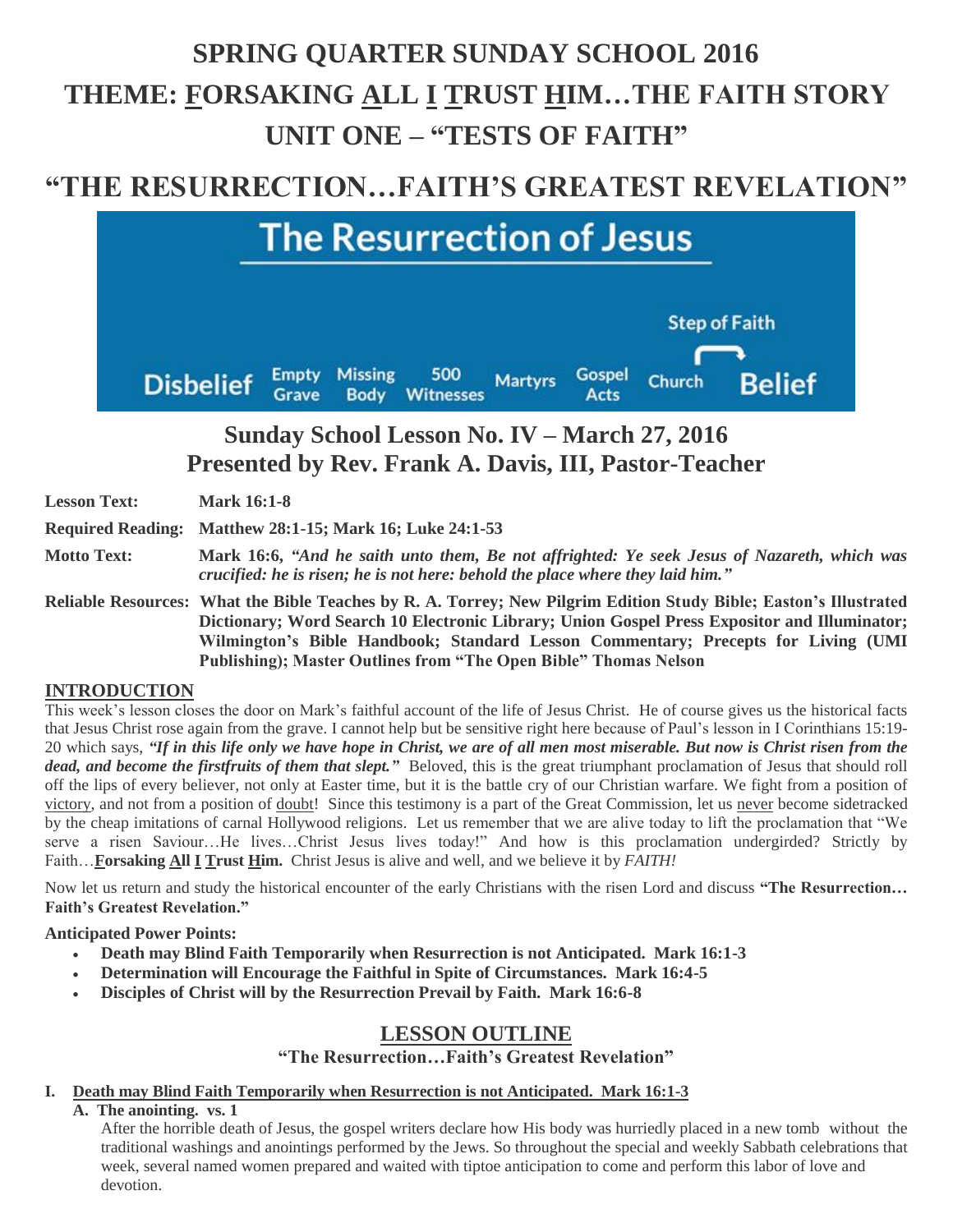# SPRING QUARTER SUNDAY SCHOOL 2016

# THEME: FORSAKING ALL I TRUST HIM…THE FAITH STORY

# UNIT ONE – "TESTS OF FAITH"

# "THE RESURRECTION…FAITH'S GREATEST REVELATION"

The Resurrection of Jesus

Disbelief — Empty Grave — Missing Body — 500 Witnesses — Martyrs — Gospel Acts — Church — Step of Faith — Belief

## Sunday School Lesson No. IV – March 27, 2016
## Presented by Rev. Frank A. Davis, III, Pastor-Teacher

**Lesson Text:** **Mark 16:1-8**

**Required Reading:** **Matthew 28:1-15; Mark 16; Luke 24:1-53**

**Motto Text:** **Mark 16:6,** ***"And he saith unto them, Be not affrighted: Ye seek Jesus of Nazareth, which was crucified: he is risen; he is not here: behold the place where they laid him."***

**Reliable Resources:** **What the Bible Teaches by R. A. Torrey; New Pilgrim Edition Study Bible; Easton's Illustrated Dictionary; Word Search 10 Electronic Library; Union Gospel Press Expositor and Illuminator; Wilmington's Bible Handbook; Standard Lesson Commentary; Precepts for Living (UMI Publishing); Master Outlines from "The Open Bible" Thomas Nelson**

## INTRODUCTION

This week's lesson closes the door on Mark's faithful account of the life of Jesus Christ. He of course gives us the historical facts that Jesus Christ rose again from the grave. I cannot help but be sensitive right here because of Paul's lesson in I Corinthians 15:19-20 which says, ***"If in this life only we have hope in Christ, we are of all men most miserable. But now is Christ risen from the dead, and become the firstfruits of them that slept."*** Beloved, this is the great triumphant proclamation of Jesus that should roll off the lips of every believer, not only at Easter time, but it is the battle cry of our Christian warfare. We fight from a position of victory, and not from a position of doubt! Since this testimony is a part of the Great Commission, let us never become sidetracked by the cheap imitations of carnal Hollywood religions. Let us remember that we are alive today to lift the proclamation that "We serve a risen Saviour…He lives…Christ Jesus lives today!" And how is this proclamation undergirded? Strictly by Faith…**Forsaking All I Trust Him.** Christ Jesus is alive and well, and we believe it by *FAITH!*

Now let us return and study the historical encounter of the early Christians with the risen Lord and discuss **"The Resurrection… Faith's Greatest Revelation."**

**Anticipated Power Points:**

- **Death may Blind Faith Temporarily when Resurrection is not Anticipated. Mark 16:1-3**
- **Determination will Encourage the Faithful in Spite of Circumstances. Mark 16:4-5**
- **Disciples of Christ will by the Resurrection Prevail by Faith. Mark 16:6-8**

## LESSON OUTLINE

### "The Resurrection…Faith's Greatest Revelation"

**I. Death may Blind Faith Temporarily when Resurrection is not Anticipated. Mark 16:1-3**

**A. The anointing. vs. 1**

After the horrible death of Jesus, the gospel writers declare how His body was hurriedly placed in a new tomb without the traditional washings and anointings performed by the Jews. So throughout the special and weekly Sabbath celebrations that week, several named women prepared and waited with tiptoe anticipation to come and perform this labor of love and devotion.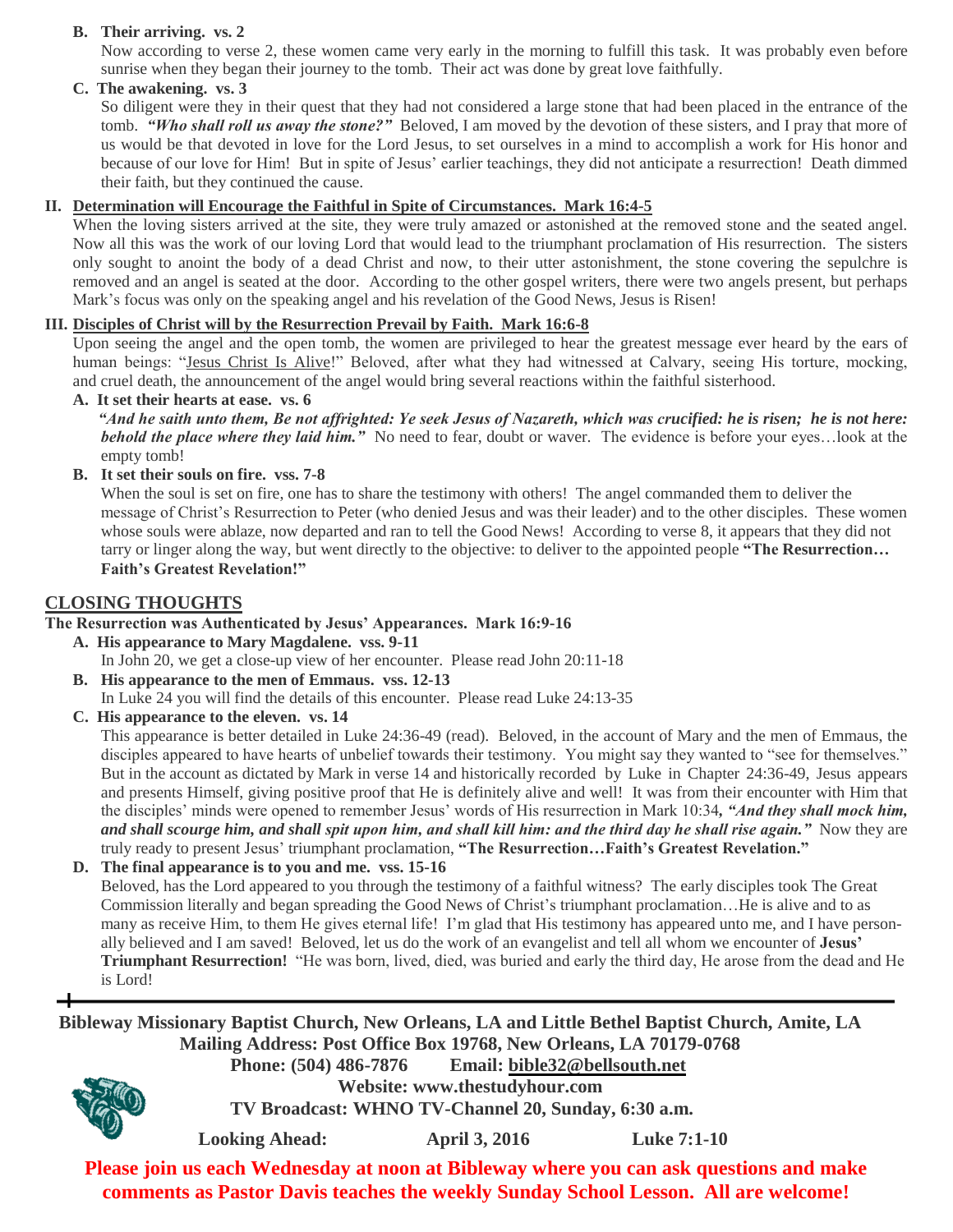**B. Their arriving. vs. 2**

Now according to verse 2, these women came very early in the morning to fulfill this task. It was probably even before sunrise when they began their journey to the tomb. Their act was done by great love faithfully.

**C. The awakening. vs. 3**

So diligent were they in their quest that they had not considered a large stone that had been placed in the entrance of the tomb. ***"Who shall roll us away the stone?"*** Beloved, I am moved by the devotion of these sisters, and I pray that more of us would be that devoted in love for the Lord Jesus, to set ourselves in a mind to accomplish a work for His honor and because of our love for Him! But in spite of Jesus' earlier teachings, they did not anticipate a resurrection! Death dimmed their faith, but they continued the cause.

**II. <u>Determination will Encourage the Faithful in Spite of Circumstances. Mark 16:4-5</u>**

When the loving sisters arrived at the site, they were truly amazed or astonished at the removed stone and the seated angel. Now all this was the work of our loving Lord that would lead to the triumphant proclamation of His resurrection. The sisters only sought to anoint the body of a dead Christ and now, to their utter astonishment, the stone covering the sepulchre is removed and an angel is seated at the door. According to the other gospel writers, there were two angels present, but perhaps Mark's focus was only on the speaking angel and his revelation of the Good News, Jesus is Risen!

**III. <u>Disciples of Christ will by the Resurrection Prevail by Faith. Mark 16:6-8</u>**

Upon seeing the angel and the open tomb, the women are privileged to hear the greatest message ever heard by the ears of human beings: "<u>Jesus Christ Is Alive</u>!" Beloved, after what they had witnessed at Calvary, seeing His torture, mocking, and cruel death, the announcement of the angel would bring several reactions within the faithful sisterhood.

**A. It set their hearts at ease. vs. 6**

***"And he saith unto them, Be not affrighted: Ye seek Jesus of Nazareth, which was crucified: he is risen; he is not here: behold the place where they laid him."*** No need to fear, doubt or waver. The evidence is before your eyes…look at the empty tomb!

**B. It set their souls on fire. vss. 7-8**

When the soul is set on fire, one has to share the testimony with others! The angel commanded them to deliver the message of Christ's Resurrection to Peter (who denied Jesus and was their leader) and to the other disciples. These women whose souls were ablaze, now departed and ran to tell the Good News! According to verse 8, it appears that they did not tarry or linger along the way, but went directly to the objective: to deliver to the appointed people **"The Resurrection… Faith's Greatest Revelation!"**

## <u>CLOSING THOUGHTS</u>

**The Resurrection was Authenticated by Jesus' Appearances. Mark 16:9-16**

**A. His appearance to Mary Magdalene. vss. 9-11**

In John 20, we get a close-up view of her encounter. Please read John 20:11-18

**B. His appearance to the men of Emmaus. vss. 12-13**

In Luke 24 you will find the details of this encounter. Please read Luke 24:13-35

**C. His appearance to the eleven. vs. 14**

This appearance is better detailed in Luke 24:36-49 (read). Beloved, in the account of Mary and the men of Emmaus, the disciples appeared to have hearts of unbelief towards their testimony. You might say they wanted to "see for themselves." But in the account as dictated by Mark in verse 14 and historically recorded by Luke in Chapter 24:36-49, Jesus appears and presents Himself, giving positive proof that He is definitely alive and well! It was from their encounter with Him that the disciples' minds were opened to remember Jesus' words of His resurrection in Mark 10:34***, "And they shall mock him, and shall scourge him, and shall spit upon him, and shall kill him: and the third day he shall rise again."*** Now they are truly ready to present Jesus' triumphant proclamation, **"The Resurrection…Faith's Greatest Revelation."**

**D. The final appearance is to you and me. vss. 15-16**

Beloved, has the Lord appeared to you through the testimony of a faithful witness? The early disciples took The Great Commission literally and began spreading the Good News of Christ's triumphant proclamation…He is alive and to as many as receive Him, to them He gives eternal life! I'm glad that His testimony has appeared unto me, and I have personally believed and I am saved! Beloved, let us do the work of an evangelist and tell all whom we encounter of **Jesus' Triumphant Resurrection!** "He was born, lived, died, was buried and early the third day, He arose from the dead and He is Lord!

---

**Bibleway Missionary Baptist Church, New Orleans, LA and Little Bethel Baptist Church, Amite, LA**
**Mailing Address: Post Office Box 19768, New Orleans, LA 70179-0768**
**Phone: (504) 486-7876 Email: <u>bible32@bellsouth.net</u>**
**Website: www.thestudyhour.com**
**TV Broadcast: WHNO TV-Channel 20, Sunday, 6:30 a.m.**

**Looking Ahead: April 3, 2016 Luke 7:1-10**

**Please join us each Wednesday at noon at Bibleway where you can ask questions and make comments as Pastor Davis teaches the weekly Sunday School Lesson. All are welcome!**